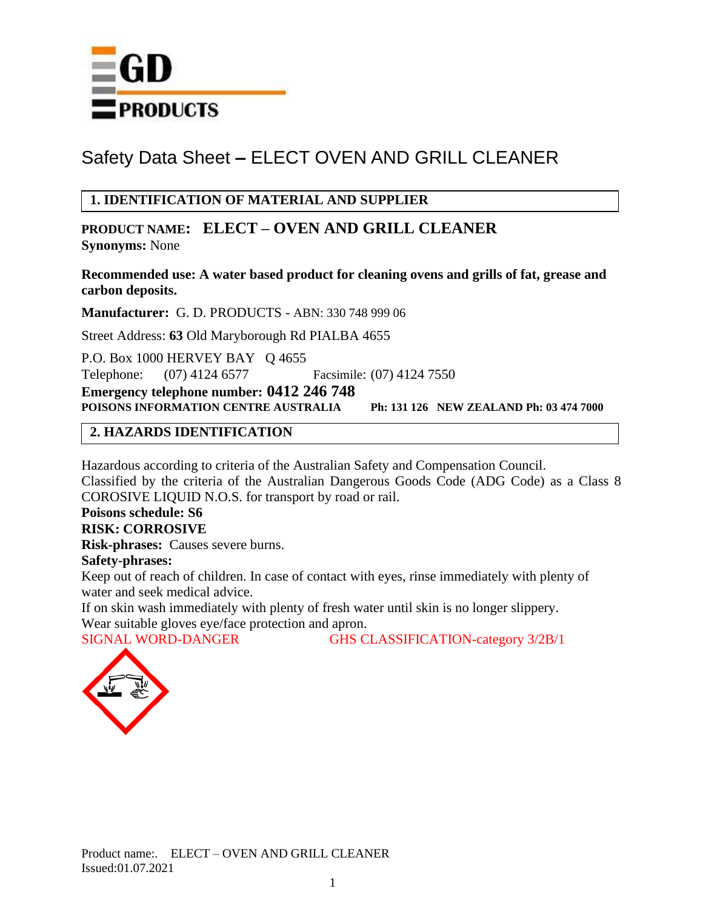GD PRODUCTS

# Safety Data Sheet – ELECT OVEN AND GRILL CLEANER

## 1. IDENTIFICATION OF MATERIAL AND SUPPLIER

**PRODUCT NAME: ELECT – OVEN AND GRILL CLEANER**
**Synonyms:** None

**Recommended use: A water based product for cleaning ovens and grills of fat, grease and carbon deposits.**

**Manufacturer:** G. D. PRODUCTS - ABN: 330 748 999 06

Street Address: **63** Old Maryborough Rd PIALBA 4655

P.O. Box 1000 HERVEY BAY Q 4655
Telephone: (07) 4124 6577 Facsimile: (07) 4124 7550
**Emergency telephone number: 0412 246 748**
**POISONS INFORMATION CENTRE AUSTRALIA Ph: 131 126 NEW ZEALAND Ph: 03 474 7000**

## 2. HAZARDS IDENTIFICATION

Hazardous according to criteria of the Australian Safety and Compensation Council.
Classified by the criteria of the Australian Dangerous Goods Code (ADG Code) as a Class 8 COROSIVE LIQUID N.O.S. for transport by road or rail.
**Poisons schedule: S6**
**RISK: CORROSIVE**
**Risk-phrases:** Causes severe burns.
**Safety-phrases:**
Keep out of reach of children. In case of contact with eyes, rinse immediately with plenty of water and seek medical advice.
If on skin wash immediately with plenty of fresh water until skin is no longer slippery.
Wear suitable gloves eye/face protection and apron.
SIGNAL WORD-DANGER GHS CLASSIFICATION-category 3/2B/1

Product name:. ELECT – OVEN AND GRILL CLEANER
Issued:01.07.2021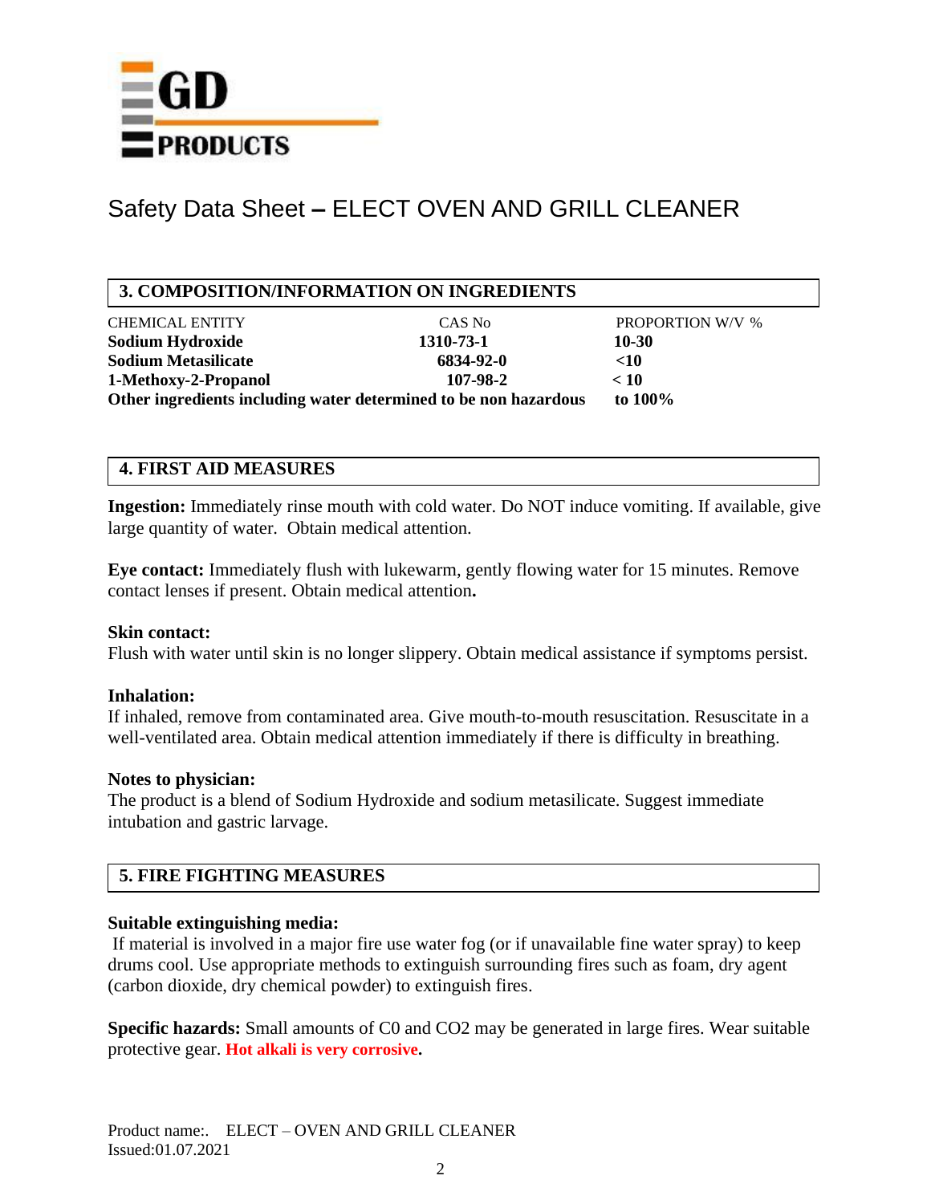GD PRODUCTS

# Safety Data Sheet – ELECT OVEN AND GRILL CLEANER

## 3. COMPOSITION/INFORMATION ON INGREDIENTS

| CHEMICAL ENTITY | CAS No | PROPORTION W/V % |
|---|---|---|
| **Sodium Hydroxide** | **1310-73-1** | **10-30** |
| **Sodium Metasilicate** | **6834-92-0** | **<10** |
| **1-Methoxy-2-Propanol** | **107-98-2** | **< 10** |
| **Other ingredients including water determined to be non hazardous** | | **to 100%** |

## 4. FIRST AID MEASURES

**Ingestion:** Immediately rinse mouth with cold water. Do NOT induce vomiting. If available, give large quantity of water. Obtain medical attention.

**Eye contact:** Immediately flush with lukewarm, gently flowing water for 15 minutes. Remove contact lenses if present. Obtain medical attention**.**

**Skin contact:**
Flush with water until skin is no longer slippery. Obtain medical assistance if symptoms persist.

**Inhalation:**
If inhaled, remove from contaminated area. Give mouth-to-mouth resuscitation. Resuscitate in a well-ventilated area. Obtain medical attention immediately if there is difficulty in breathing.

**Notes to physician:**
The product is a blend of Sodium Hydroxide and sodium metasilicate. Suggest immediate intubation and gastric larvage.

## 5. FIRE FIGHTING MEASURES

**Suitable extinguishing media:**
If material is involved in a major fire use water fog (or if unavailable fine water spray) to keep drums cool. Use appropriate methods to extinguish surrounding fires such as foam, dry agent (carbon dioxide, dry chemical powder) to extinguish fires.

**Specific hazards:** Small amounts of C0 and $CO_2$ may be generated in large fires. Wear suitable protective gear. **Hot alkali is very corrosive.**

Product name:. ELECT – OVEN AND GRILL CLEANER
Issued:01.07.2021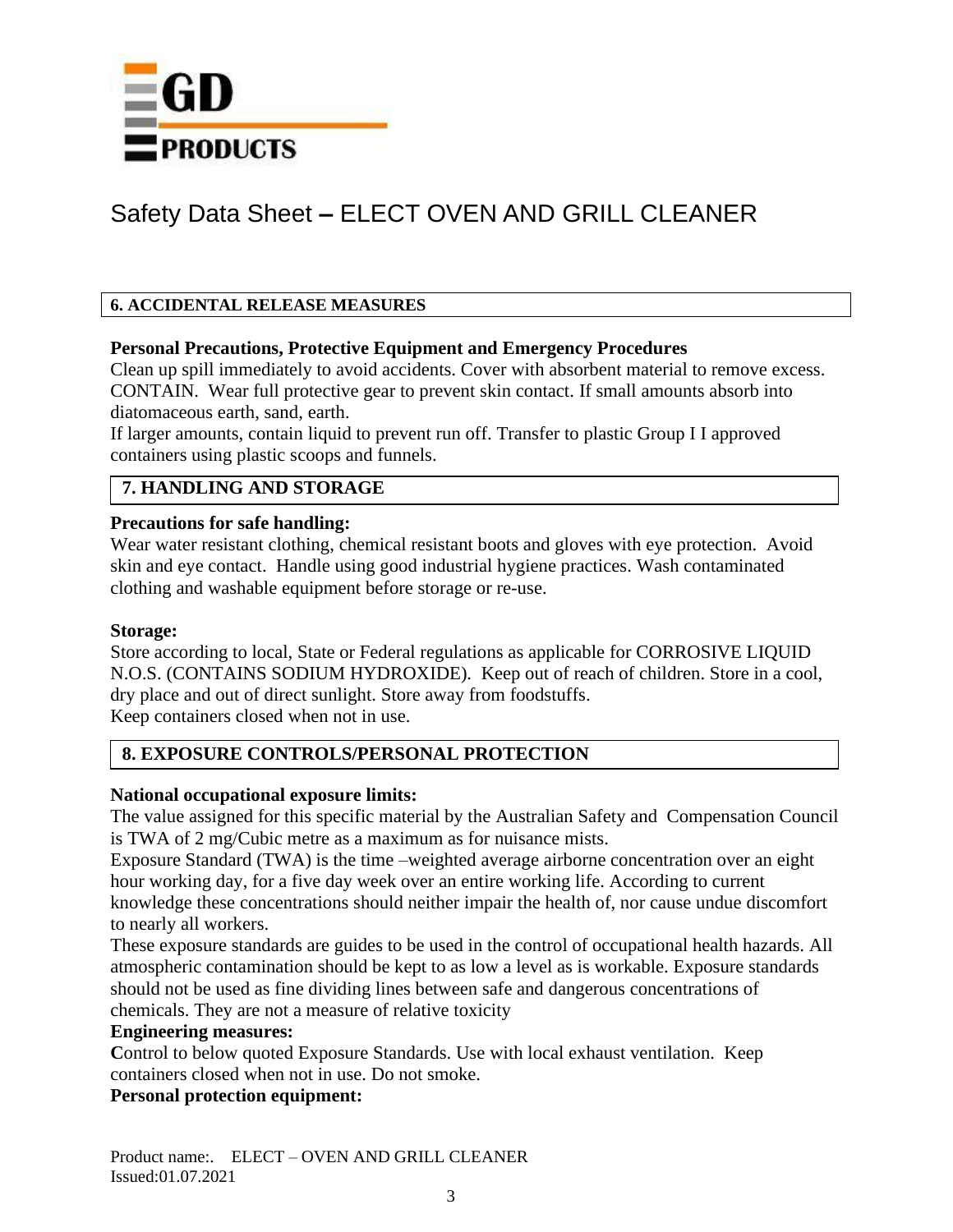# Safety Data Sheet – ELECT OVEN AND GRILL CLEANER

## 6. ACCIDENTAL RELEASE MEASURES

**Personal Precautions, Protective Equipment and Emergency Procedures**

Clean up spill immediately to avoid accidents. Cover with absorbent material to remove excess. CONTAIN. Wear full protective gear to prevent skin contact. If small amounts absorb into diatomaceous earth, sand, earth.

If larger amounts, contain liquid to prevent run off. Transfer to plastic Group I I approved containers using plastic scoops and funnels.

## 7. HANDLING AND STORAGE

**Precautions for safe handling:**

Wear water resistant clothing, chemical resistant boots and gloves with eye protection. Avoid skin and eye contact. Handle using good industrial hygiene practices. Wash contaminated clothing and washable equipment before storage or re-use.

**Storage:**

Store according to local, State or Federal regulations as applicable for CORROSIVE LIQUID N.O.S. (CONTAINS SODIUM HYDROXIDE). Keep out of reach of children. Store in a cool, dry place and out of direct sunlight. Store away from foodstuffs.

Keep containers closed when not in use.

## 8. EXPOSURE CONTROLS/PERSONAL PROTECTION

**National occupational exposure limits:**

The value assigned for this specific material by the Australian Safety and Compensation Council is TWA of 2 mg/Cubic metre as a maximum as for nuisance mists.

Exposure Standard (TWA) is the time –weighted average airborne concentration over an eight hour working day, for a five day week over an entire working life. According to current knowledge these concentrations should neither impair the health of, nor cause undue discomfort to nearly all workers.

These exposure standards are guides to be used in the control of occupational health hazards. All atmospheric contamination should be kept to as low a level as is workable. Exposure standards should not be used as fine dividing lines between safe and dangerous concentrations of chemicals. They are not a measure of relative toxicity

**Engineering measures:**

**C**ontrol to below quoted Exposure Standards. Use with local exhaust ventilation. Keep containers closed when not in use. Do not smoke.

**Personal protection equipment:**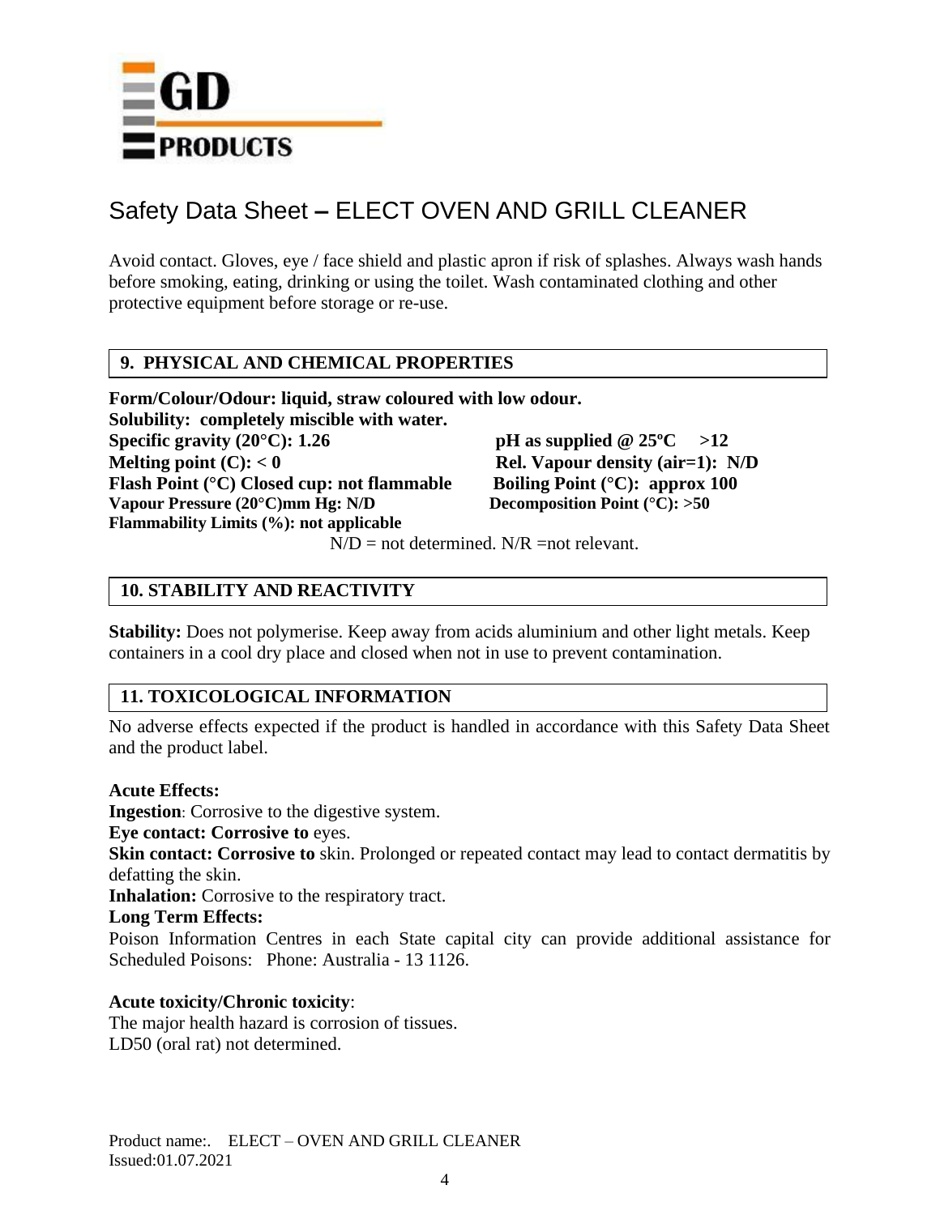# Safety Data Sheet – ELECT OVEN AND GRILL CLEANER

Avoid contact. Gloves, eye / face shield and plastic apron if risk of splashes. Always wash hands before smoking, eating, drinking or using the toilet. Wash contaminated clothing and other protective equipment before storage or re-use.

## 9. PHYSICAL AND CHEMICAL PROPERTIES

**Form/Colour/Odour: liquid, straw coloured with low odour.**
**Solubility: completely miscible with water.**

| | |
|---|---|
| **Specific gravity (20°C): 1.26** | **pH as supplied @ 25ºC >12** |
| **Melting point (C): < 0** | **Rel. Vapour density (air=1): N/D** |
| **Flash Point (°C) Closed cup: not flammable** | **Boiling Point (°C): approx 100** |
| **Vapour Pressure (20°C)mm Hg: N/D** | **Decomposition Point (°C): >50** |
| **Flammability Limits (%): not applicable** | |

N/D = not determined. N/R =not relevant.

## 10. STABILITY AND REACTIVITY

**Stability:** Does not polymerise. Keep away from acids aluminium and other light metals. Keep containers in a cool dry place and closed when not in use to prevent contamination.

## 11. TOXICOLOGICAL INFORMATION

No adverse effects expected if the product is handled in accordance with this Safety Data Sheet and the product label.

**Acute Effects:**
**Ingestion**: Corrosive to the digestive system.
**Eye contact: Corrosive to** eyes.
**Skin contact: Corrosive to** skin. Prolonged or repeated contact may lead to contact dermatitis by defatting the skin.
**Inhalation:** Corrosive to the respiratory tract.
**Long Term Effects:**
Poison Information Centres in each State capital city can provide additional assistance for Scheduled Poisons: Phone: Australia - 13 1126.

**Acute toxicity/Chronic toxicity**:
The major health hazard is corrosion of tissues.
LD50 (oral rat) not determined.

Product name:. ELECT – OVEN AND GRILL CLEANER
Issued:01.07.2021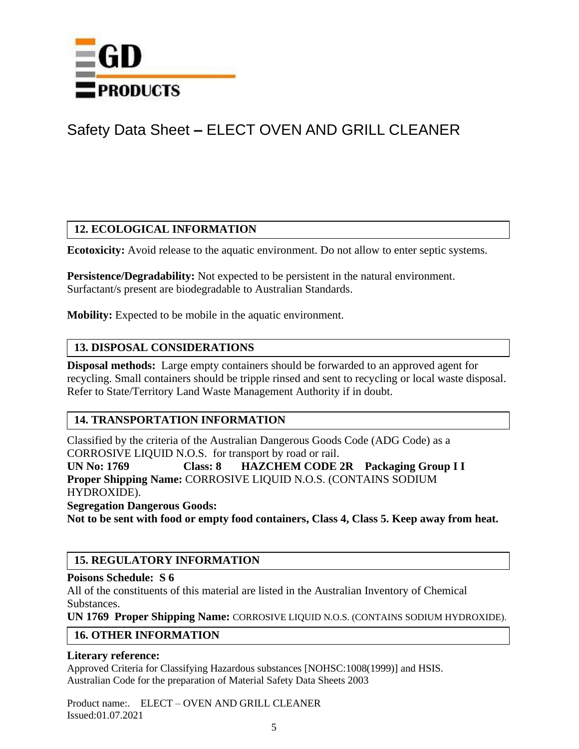# Safety Data Sheet – ELECT OVEN AND GRILL CLEANER

## 12. ECOLOGICAL INFORMATION

**Ecotoxicity:** Avoid release to the aquatic environment. Do not allow to enter septic systems.

**Persistence/Degradability:** Not expected to be persistent in the natural environment. Surfactant/s present are biodegradable to Australian Standards.

**Mobility:** Expected to be mobile in the aquatic environment.

## 13. DISPOSAL CONSIDERATIONS

**Disposal methods:** Large empty containers should be forwarded to an approved agent for recycling. Small containers should be tripple rinsed and sent to recycling or local waste disposal. Refer to State/Territory Land Waste Management Authority if in doubt.

## 14. TRANSPORTATION INFORMATION

Classified by the criteria of the Australian Dangerous Goods Code (ADG Code) as a CORROSIVE LIQUID N.O.S. for transport by road or rail.

**UN No: 1769 Class: 8 HAZCHEM CODE 2R Packaging Group I I**

**Proper Shipping Name:** CORROSIVE LIQUID N.O.S. (CONTAINS SODIUM HYDROXIDE).

**Segregation Dangerous Goods:**

**Not to be sent with food or empty food containers, Class 4, Class 5. Keep away from heat.**

## 15. REGULATORY INFORMATION

**Poisons Schedule: S 6**

All of the constituents of this material are listed in the Australian Inventory of Chemical Substances.

**UN 1769 Proper Shipping Name:** CORROSIVE LIQUID N.O.S. (CONTAINS SODIUM HYDROXIDE).

## 16. OTHER INFORMATION

**Literary reference:**

Approved Criteria for Classifying Hazardous substances [NOHSC:1008(1999)] and HSIS.
Australian Code for the preparation of Material Safety Data Sheets 2003

Product name:. ELECT – OVEN AND GRILL CLEANER
Issued:01.07.2021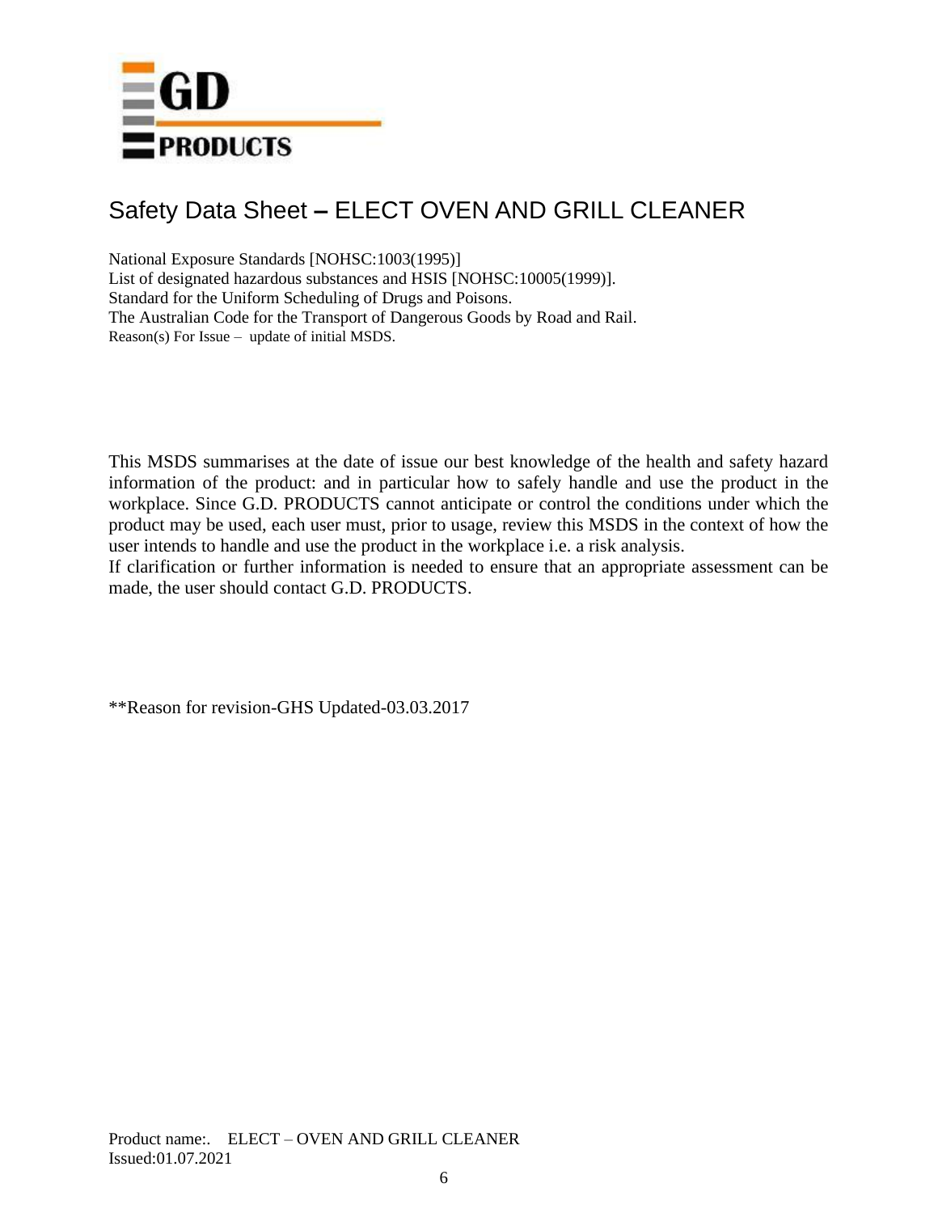# Safety Data Sheet – ELECT OVEN AND GRILL CLEANER

National Exposure Standards [NOHSC:1003(1995)]
List of designated hazardous substances and HSIS [NOHSC:10005(1999)].
Standard for the Uniform Scheduling of Drugs and Poisons.
The Australian Code for the Transport of Dangerous Goods by Road and Rail.
Reason(s) For Issue – update of initial MSDS.

This MSDS summarises at the date of issue our best knowledge of the health and safety hazard information of the product: and in particular how to safely handle and use the product in the workplace. Since G.D. PRODUCTS cannot anticipate or control the conditions under which the product may be used, each user must, prior to usage, review this MSDS in the context of how the user intends to handle and use the product in the workplace i.e. a risk analysis.
If clarification or further information is needed to ensure that an appropriate assessment can be made, the user should contact G.D. PRODUCTS.

**Reason for revision-GHS Updated-03.03.2017